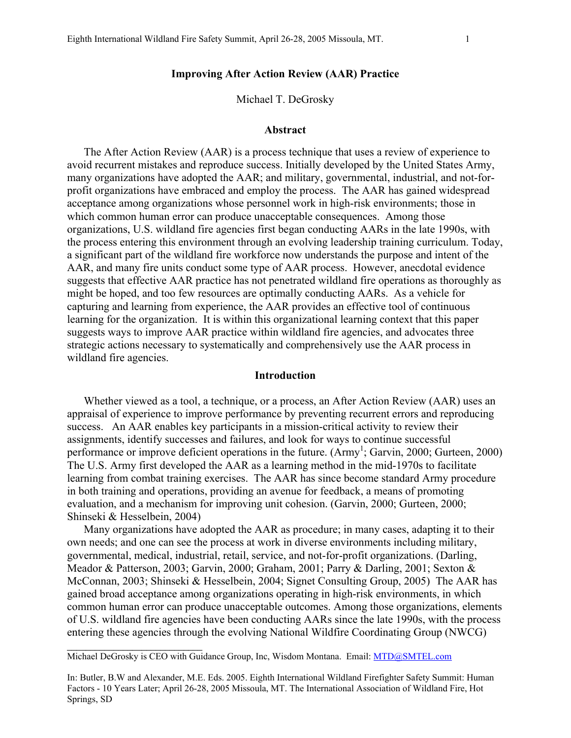# Improving After Action Review (AAR) Practice

Michael T. DeGrosky

## Abstract

The After Action Review (AAR) is a process technique that uses a review of experience to avoid recurrent mistakes and reproduce success. Initially developed by the United States Army, many organizations have adopted the AAR; and military, governmental, industrial, and not-for-profit organizations have embraced and employ the process. The AAR has gained widespread acceptance among organizations whose personnel work in high-risk environments; those in which common human error can produce unacceptable consequences. Among those organizations, U.S. wildland fire agencies first began conducting AARs in the late 1990s, with the process entering this environment through an evolving leadership training curriculum. Today, a significant part of the wildland fire workforce now understands the purpose and intent of the AAR, and many fire units conduct some type of AAR process. However, anecdotal evidence suggests that effective AAR practice has not penetrated wildland fire operations as thoroughly as might be hoped, and too few resources are optimally conducting AARs. As a vehicle for capturing and learning from experience, the AAR provides an effective tool of continuous learning for the organization. It is within this organizational learning context that this paper suggests ways to improve AAR practice within wildland fire agencies, and advocates three strategic actions necessary to systematically and comprehensively use the AAR process in wildland fire agencies.

## Introduction

Whether viewed as a tool, a technique, or a process, an After Action Review (AAR) uses an appraisal of experience to improve performance by preventing recurrent errors and reproducing success. An AAR enables key participants in a mission-critical activity to review their assignments, identify successes and failures, and look for ways to continue successful performance or improve deficient operations in the future. (Army[1]; Garvin, 2000; Gurteen, 2000) The U.S. Army first developed the AAR as a learning method in the mid-1970s to facilitate learning from combat training exercises. The AAR has since become standard Army procedure in both training and operations, providing an avenue for feedback, a means of promoting evaluation, and a mechanism for improving unit cohesion. (Garvin, 2000; Gurteen, 2000; Shinseki & Hesselbein, 2004)

Many organizations have adopted the AAR as procedure; in many cases, adapting it to their own needs; and one can see the process at work in diverse environments including military, governmental, medical, industrial, retail, service, and not-for-profit organizations. (Darling, Meador & Patterson, 2003; Garvin, 2000; Graham, 2001; Parry & Darling, 2001; Sexton & McConnan, 2003; Shinseki & Hesselbein, 2004; Signet Consulting Group, 2005) The AAR has gained broad acceptance among organizations operating in high-risk environments, in which common human error can produce unacceptable outcomes. Among those organizations, elements of U.S. wildland fire agencies have been conducting AARs since the late 1990s, with the process entering these agencies through the evolving National Wildfire Coordinating Group (NWCG)

---

Michael DeGrosky is CEO with Guidance Group, Inc, Wisdom Montana. Email: MTD@SMTEL.com

In: Butler, B.W and Alexander, M.E. Eds. 2005. Eighth International Wildland Firefighter Safety Summit: Human Factors - 10 Years Later; April 26-28, 2005 Missoula, MT. The International Association of Wildland Fire, Hot Springs, SD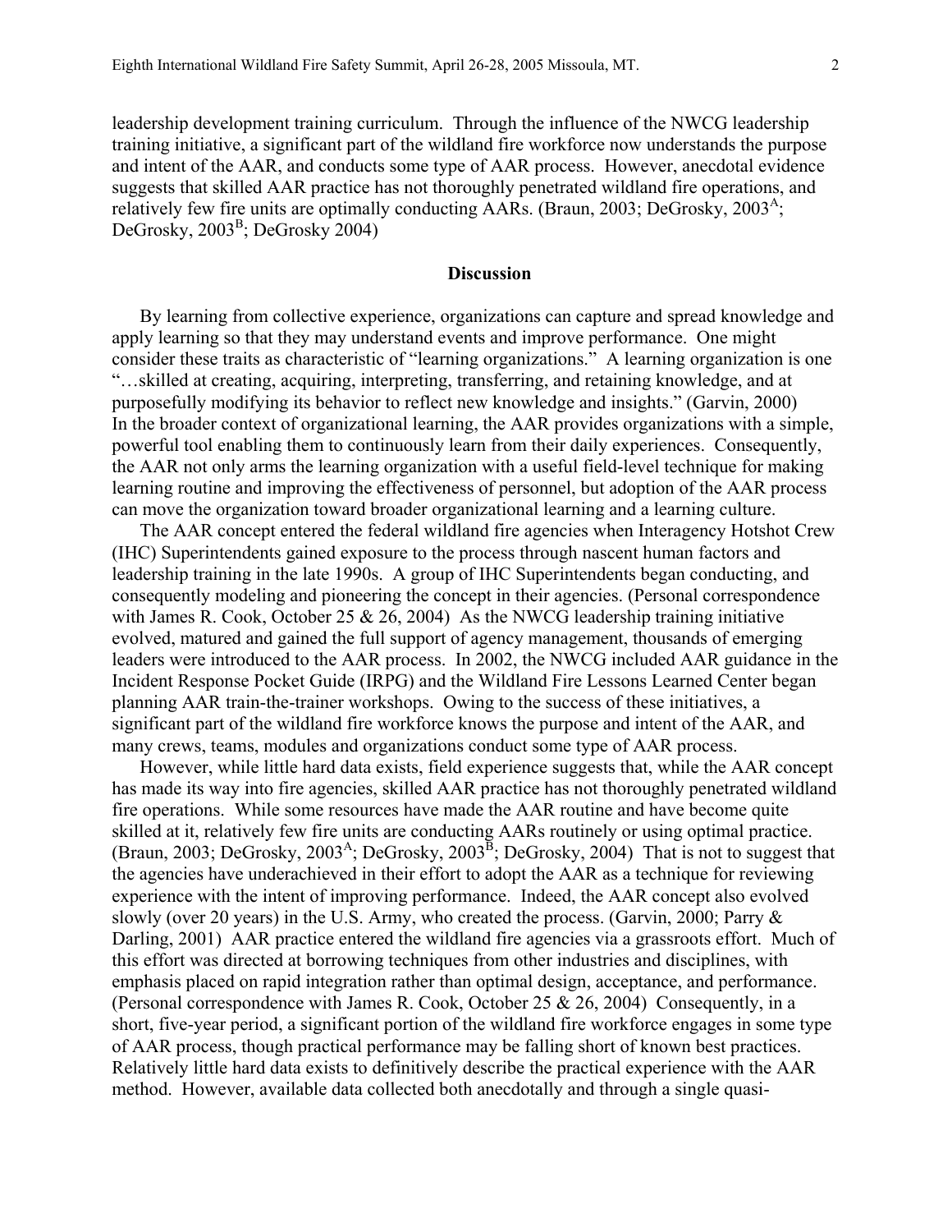leadership development training curriculum. Through the influence of the NWCG leadership training initiative, a significant part of the wildland fire workforce now understands the purpose and intent of the AAR, and conducts some type of AAR process. However, anecdotal evidence suggests that skilled AAR practice has not thoroughly penetrated wildland fire operations, and relatively few fire units are optimally conducting AARs. (Braun, 2003; DeGrosky, 2003[A]; DeGrosky, 2003[B]; DeGrosky 2004)

## Discussion

By learning from collective experience, organizations can capture and spread knowledge and apply learning so that they may understand events and improve performance. One might consider these traits as characteristic of "learning organizations." A learning organization is one "…skilled at creating, acquiring, interpreting, transferring, and retaining knowledge, and at purposefully modifying its behavior to reflect new knowledge and insights." (Garvin, 2000) In the broader context of organizational learning, the AAR provides organizations with a simple, powerful tool enabling them to continuously learn from their daily experiences. Consequently, the AAR not only arms the learning organization with a useful field-level technique for making learning routine and improving the effectiveness of personnel, but adoption of the AAR process can move the organization toward broader organizational learning and a learning culture.

The AAR concept entered the federal wildland fire agencies when Interagency Hotshot Crew (IHC) Superintendents gained exposure to the process through nascent human factors and leadership training in the late 1990s. A group of IHC Superintendents began conducting, and consequently modeling and pioneering the concept in their agencies. (Personal correspondence with James R. Cook, October 25 & 26, 2004) As the NWCG leadership training initiative evolved, matured and gained the full support of agency management, thousands of emerging leaders were introduced to the AAR process. In 2002, the NWCG included AAR guidance in the Incident Response Pocket Guide (IRPG) and the Wildland Fire Lessons Learned Center began planning AAR train-the-trainer workshops. Owing to the success of these initiatives, a significant part of the wildland fire workforce knows the purpose and intent of the AAR, and many crews, teams, modules and organizations conduct some type of AAR process.

However, while little hard data exists, field experience suggests that, while the AAR concept has made its way into fire agencies, skilled AAR practice has not thoroughly penetrated wildland fire operations. While some resources have made the AAR routine and have become quite skilled at it, relatively few fire units are conducting AARs routinely or using optimal practice. (Braun, 2003; DeGrosky, 2003[A]; DeGrosky, 2003[B]; DeGrosky, 2004) That is not to suggest that the agencies have underachieved in their effort to adopt the AAR as a technique for reviewing experience with the intent of improving performance. Indeed, the AAR concept also evolved slowly (over 20 years) in the U.S. Army, who created the process. (Garvin, 2000; Parry & Darling, 2001) AAR practice entered the wildland fire agencies via a grassroots effort. Much of this effort was directed at borrowing techniques from other industries and disciplines, with emphasis placed on rapid integration rather than optimal design, acceptance, and performance. (Personal correspondence with James R. Cook, October 25 & 26, 2004) Consequently, in a short, five-year period, a significant portion of the wildland fire workforce engages in some type of AAR process, though practical performance may be falling short of known best practices. Relatively little hard data exists to definitively describe the practical experience with the AAR method. However, available data collected both anecdotally and through a single quasi-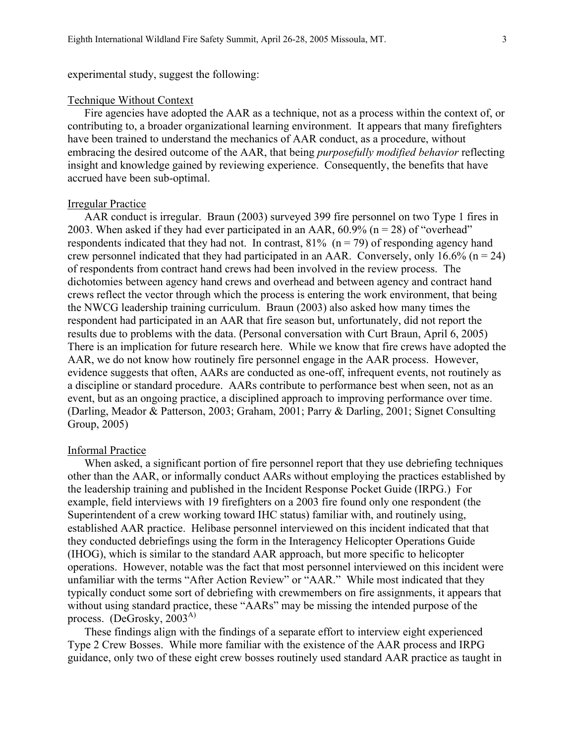experimental study, suggest the following:

Technique Without Context

Fire agencies have adopted the AAR as a technique, not as a process within the context of, or contributing to, a broader organizational learning environment. It appears that many firefighters have been trained to understand the mechanics of AAR conduct, as a procedure, without embracing the desired outcome of the AAR, that being *purposefully modified behavior* reflecting insight and knowledge gained by reviewing experience. Consequently, the benefits that have accrued have been sub-optimal.

Irregular Practice

AAR conduct is irregular. Braun (2003) surveyed 399 fire personnel on two Type 1 fires in 2003. When asked if they had ever participated in an AAR, 60.9% (n = 28) of "overhead" respondents indicated that they had not. In contrast, 81% (n = 79) of responding agency hand crew personnel indicated that they had participated in an AAR. Conversely, only 16.6% (n = 24) of respondents from contract hand crews had been involved in the review process. The dichotomies between agency hand crews and overhead and between agency and contract hand crews reflect the vector through which the process is entering the work environment, that being the NWCG leadership training curriculum. Braun (2003) also asked how many times the respondent had participated in an AAR that fire season but, unfortunately, did not report the results due to problems with the data. (Personal conversation with Curt Braun, April 6, 2005) There is an implication for future research here. While we know that fire crews have adopted the AAR, we do not know how routinely fire personnel engage in the AAR process. However, evidence suggests that often, AARs are conducted as one-off, infrequent events, not routinely as a discipline or standard procedure. AARs contribute to performance best when seen, not as an event, but as an ongoing practice, a disciplined approach to improving performance over time. (Darling, Meador & Patterson, 2003; Graham, 2001; Parry & Darling, 2001; Signet Consulting Group, 2005)

Informal Practice

When asked, a significant portion of fire personnel report that they use debriefing techniques other than the AAR, or informally conduct AARs without employing the practices established by the leadership training and published in the Incident Response Pocket Guide (IRPG.) For example, field interviews with 19 firefighters on a 2003 fire found only one respondent (the Superintendent of a crew working toward IHC status) familiar with, and routinely using, established AAR practice. Helibase personnel interviewed on this incident indicated that that they conducted debriefings using the form in the Interagency Helicopter Operations Guide (IHOG), which is similar to the standard AAR approach, but more specific to helicopter operations. However, notable was the fact that most personnel interviewed on this incident were unfamiliar with the terms "After Action Review" or "AAR." While most indicated that they typically conduct some sort of debriefing with crewmembers on fire assignments, it appears that without using standard practice, these "AARs" may be missing the intended purpose of the process. (DeGrosky, 2003[A])

These findings align with the findings of a separate effort to interview eight experienced Type 2 Crew Bosses. While more familiar with the existence of the AAR process and IRPG guidance, only two of these eight crew bosses routinely used standard AAR practice as taught in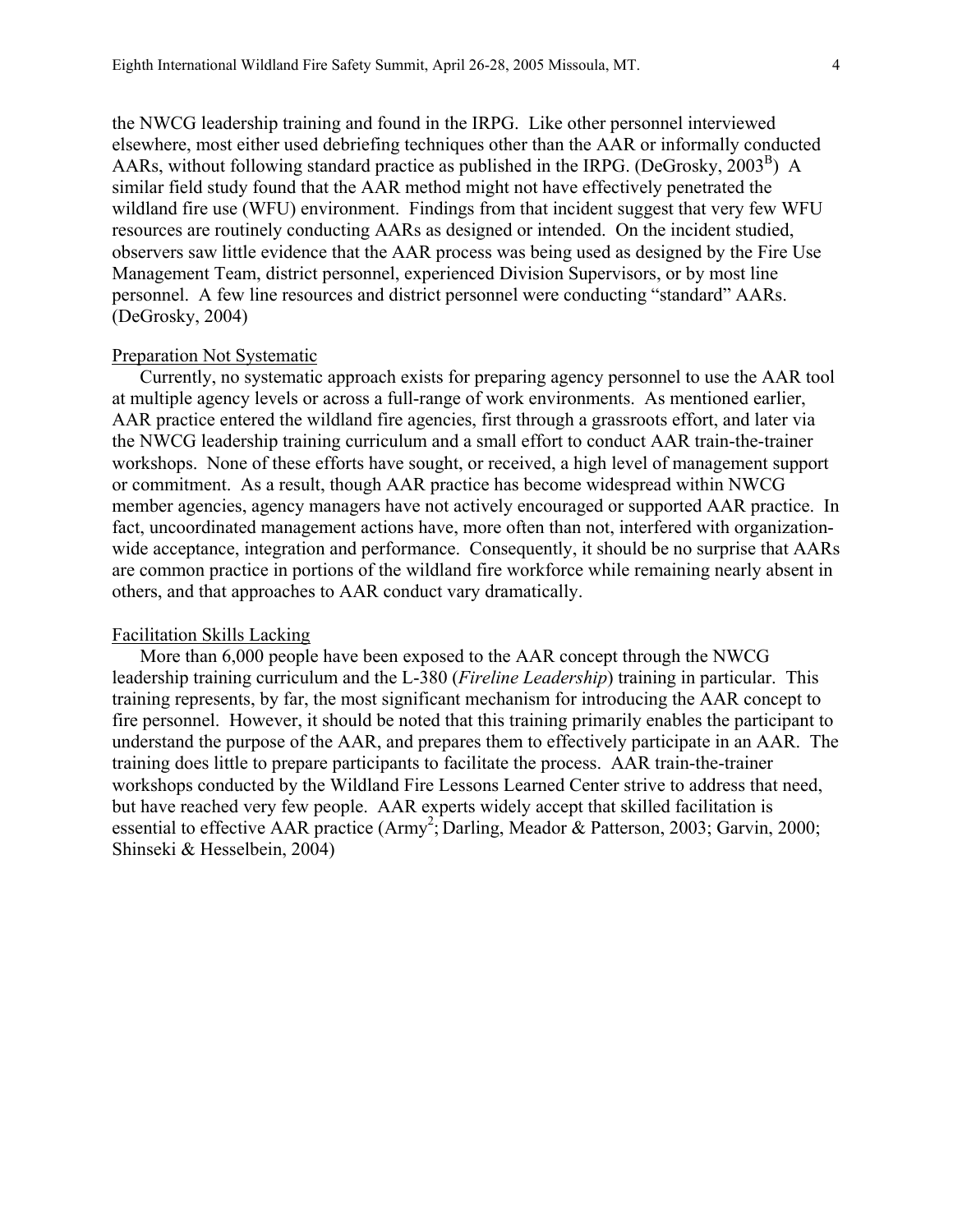the NWCG leadership training and found in the IRPG. Like other personnel interviewed elsewhere, most either used debriefing techniques other than the AAR or informally conducted AARs, without following standard practice as published in the IRPG. (DeGrosky, 2003[B]) A similar field study found that the AAR method might not have effectively penetrated the wildland fire use (WFU) environment. Findings from that incident suggest that very few WFU resources are routinely conducting AARs as designed or intended. On the incident studied, observers saw little evidence that the AAR process was being used as designed by the Fire Use Management Team, district personnel, experienced Division Supervisors, or by most line personnel. A few line resources and district personnel were conducting "standard" AARs. (DeGrosky, 2004)

## Preparation Not Systematic

Currently, no systematic approach exists for preparing agency personnel to use the AAR tool at multiple agency levels or across a full-range of work environments. As mentioned earlier, AAR practice entered the wildland fire agencies, first through a grassroots effort, and later via the NWCG leadership training curriculum and a small effort to conduct AAR train-the-trainer workshops. None of these efforts have sought, or received, a high level of management support or commitment. As a result, though AAR practice has become widespread within NWCG member agencies, agency managers have not actively encouraged or supported AAR practice. In fact, uncoordinated management actions have, more often than not, interfered with organization-wide acceptance, integration and performance. Consequently, it should be no surprise that AARs are common practice in portions of the wildland fire workforce while remaining nearly absent in others, and that approaches to AAR conduct vary dramatically.

## Facilitation Skills Lacking

More than 6,000 people have been exposed to the AAR concept through the NWCG leadership training curriculum and the L-380 (*Fireline Leadership*) training in particular. This training represents, by far, the most significant mechanism for introducing the AAR concept to fire personnel. However, it should be noted that this training primarily enables the participant to understand the purpose of the AAR, and prepares them to effectively participate in an AAR. The training does little to prepare participants to facilitate the process. AAR train-the-trainer workshops conducted by the Wildland Fire Lessons Learned Center strive to address that need, but have reached very few people. AAR experts widely accept that skilled facilitation is essential to effective AAR practice (Army[2]; Darling, Meador & Patterson, 2003; Garvin, 2000; Shinseki & Hesselbein, 2004)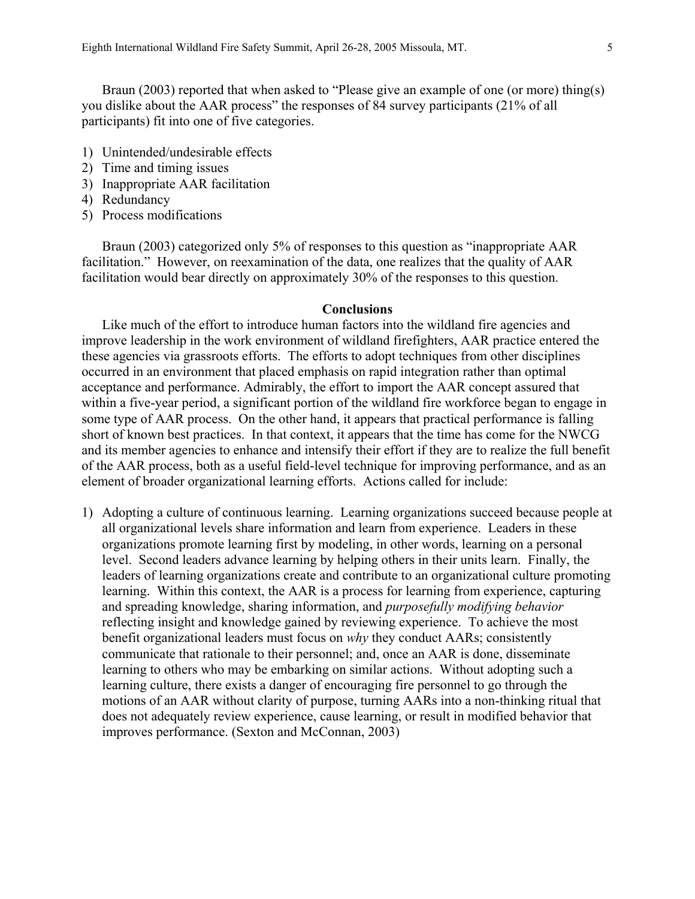Braun (2003) reported that when asked to "Please give an example of one (or more) thing(s) you dislike about the AAR process" the responses of 84 survey participants (21% of all participants) fit into one of five categories.

1) Unintended/undesirable effects
2) Time and timing issues
3) Inappropriate AAR facilitation
4) Redundancy
5) Process modifications

Braun (2003) categorized only 5% of responses to this question as "inappropriate AAR facilitation." However, on reexamination of the data, one realizes that the quality of AAR facilitation would bear directly on approximately 30% of the responses to this question.

## Conclusions

Like much of the effort to introduce human factors into the wildland fire agencies and improve leadership in the work environment of wildland firefighters, AAR practice entered the these agencies via grassroots efforts. The efforts to adopt techniques from other disciplines occurred in an environment that placed emphasis on rapid integration rather than optimal acceptance and performance. Admirably, the effort to import the AAR concept assured that within a five-year period, a significant portion of the wildland fire workforce began to engage in some type of AAR process. On the other hand, it appears that practical performance is falling short of known best practices. In that context, it appears that the time has come for the NWCG and its member agencies to enhance and intensify their effort if they are to realize the full benefit of the AAR process, both as a useful field-level technique for improving performance, and as an element of broader organizational learning efforts. Actions called for include:

1) Adopting a culture of continuous learning. Learning organizations succeed because people at all organizational levels share information and learn from experience. Leaders in these organizations promote learning first by modeling, in other words, learning on a personal level. Second leaders advance learning by helping others in their units learn. Finally, the leaders of learning organizations create and contribute to an organizational culture promoting learning. Within this context, the AAR is a process for learning from experience, capturing and spreading knowledge, sharing information, and *purposefully modifying behavior* reflecting insight and knowledge gained by reviewing experience. To achieve the most benefit organizational leaders must focus on *why* they conduct AARs; consistently communicate that rationale to their personnel; and, once an AAR is done, disseminate learning to others who may be embarking on similar actions. Without adopting such a learning culture, there exists a danger of encouraging fire personnel to go through the motions of an AAR without clarity of purpose, turning AARs into a non-thinking ritual that does not adequately review experience, cause learning, or result in modified behavior that improves performance. (Sexton and McConnan, 2003)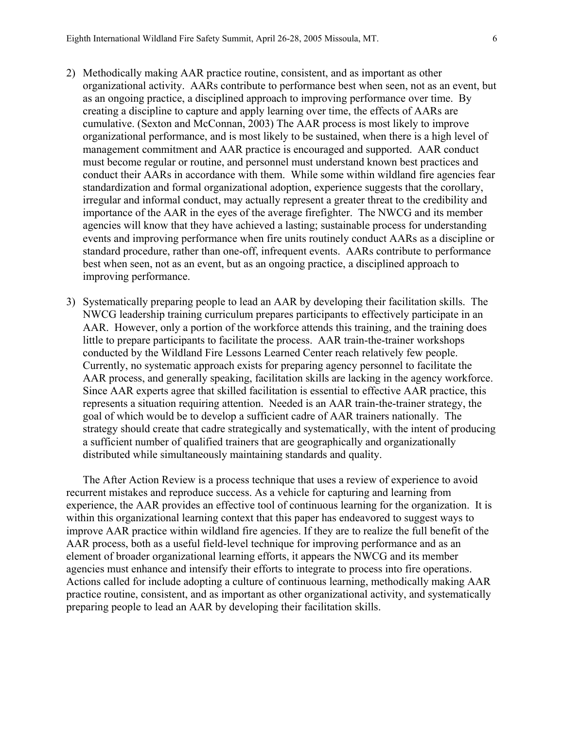2) Methodically making AAR practice routine, consistent, and as important as other organizational activity. AARs contribute to performance best when seen, not as an event, but as an ongoing practice, a disciplined approach to improving performance over time. By creating a discipline to capture and apply learning over time, the effects of AARs are cumulative. (Sexton and McConnan, 2003) The AAR process is most likely to improve organizational performance, and is most likely to be sustained, when there is a high level of management commitment and AAR practice is encouraged and supported. AAR conduct must become regular or routine, and personnel must understand known best practices and conduct their AARs in accordance with them. While some within wildland fire agencies fear standardization and formal organizational adoption, experience suggests that the corollary, irregular and informal conduct, may actually represent a greater threat to the credibility and importance of the AAR in the eyes of the average firefighter. The NWCG and its member agencies will know that they have achieved a lasting; sustainable process for understanding events and improving performance when fire units routinely conduct AARs as a discipline or standard procedure, rather than one-off, infrequent events. AARs contribute to performance best when seen, not as an event, but as an ongoing practice, a disciplined approach to improving performance.

3) Systematically preparing people to lead an AAR by developing their facilitation skills. The NWCG leadership training curriculum prepares participants to effectively participate in an AAR. However, only a portion of the workforce attends this training, and the training does little to prepare participants to facilitate the process. AAR train-the-trainer workshops conducted by the Wildland Fire Lessons Learned Center reach relatively few people. Currently, no systematic approach exists for preparing agency personnel to facilitate the AAR process, and generally speaking, facilitation skills are lacking in the agency workforce. Since AAR experts agree that skilled facilitation is essential to effective AAR practice, this represents a situation requiring attention. Needed is an AAR train-the-trainer strategy, the goal of which would be to develop a sufficient cadre of AAR trainers nationally. The strategy should create that cadre strategically and systematically, with the intent of producing a sufficient number of qualified trainers that are geographically and organizationally distributed while simultaneously maintaining standards and quality.

The After Action Review is a process technique that uses a review of experience to avoid recurrent mistakes and reproduce success. As a vehicle for capturing and learning from experience, the AAR provides an effective tool of continuous learning for the organization. It is within this organizational learning context that this paper has endeavored to suggest ways to improve AAR practice within wildland fire agencies. If they are to realize the full benefit of the AAR process, both as a useful field-level technique for improving performance and as an element of broader organizational learning efforts, it appears the NWCG and its member agencies must enhance and intensify their efforts to integrate to process into fire operations. Actions called for include adopting a culture of continuous learning, methodically making AAR practice routine, consistent, and as important as other organizational activity, and systematically preparing people to lead an AAR by developing their facilitation skills.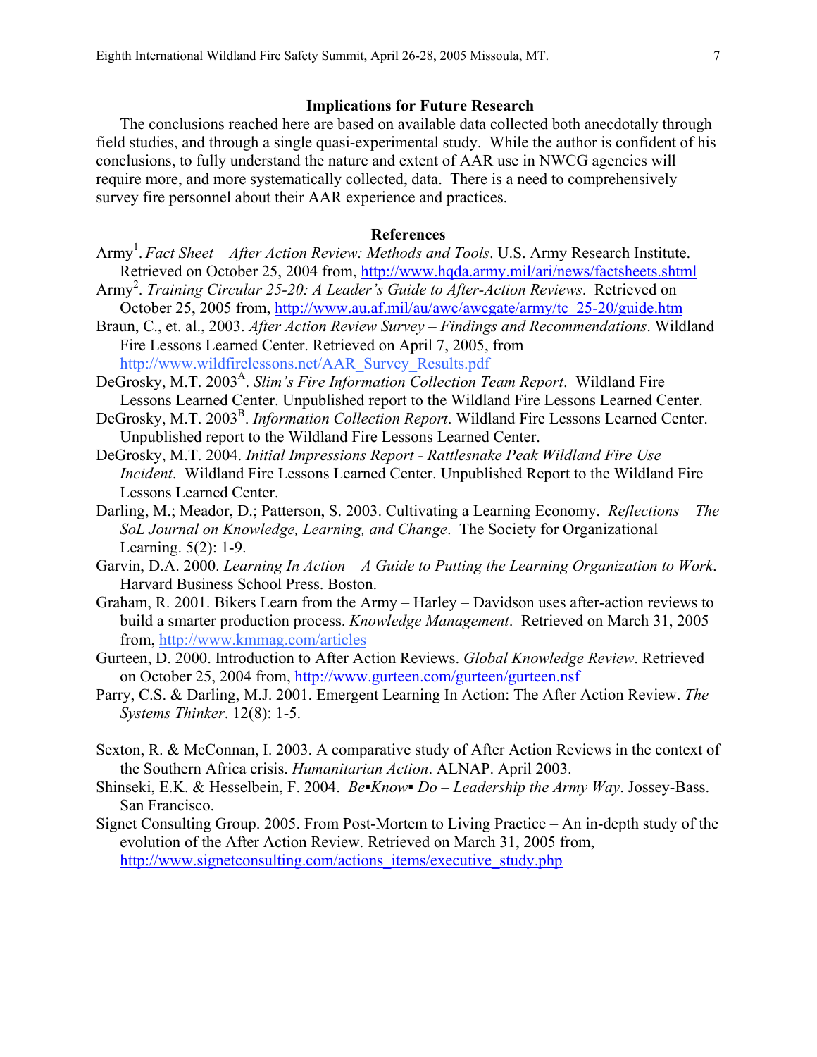## Implications for Future Research

The conclusions reached here are based on available data collected both anecdotally through field studies, and through a single quasi-experimental study. While the author is confident of his conclusions, to fully understand the nature and extent of AAR use in NWCG agencies will require more, and more systematically collected, data. There is a need to comprehensively survey fire personnel about their AAR experience and practices.

## References

Army[1]. *Fact Sheet – After Action Review: Methods and Tools*. U.S. Army Research Institute. Retrieved on October 25, 2004 from, http://www.hqda.army.mil/ari/news/factsheets.shtml

Army[2]. *Training Circular 25-20: A Leader's Guide to After-Action Reviews*. Retrieved on October 25, 2005 from, http://www.au.af.mil/au/awc/awcgate/army/tc_25-20/guide.htm

Braun, C., et. al., 2003. *After Action Review Survey – Findings and Recommendations*. Wildland Fire Lessons Learned Center. Retrieved on April 7, 2005, from http://www.wildfirelessons.net/AAR_Survey_Results.pdf

DeGrosky, M.T. 2003[A]. *Slim's Fire Information Collection Team Report*. Wildland Fire Lessons Learned Center. Unpublished report to the Wildland Fire Lessons Learned Center.

DeGrosky, M.T. 2003[B]. *Information Collection Report*. Wildland Fire Lessons Learned Center. Unpublished report to the Wildland Fire Lessons Learned Center.

DeGrosky, M.T. 2004. *Initial Impressions Report - Rattlesnake Peak Wildland Fire Use Incident*. Wildland Fire Lessons Learned Center. Unpublished Report to the Wildland Fire Lessons Learned Center.

Darling, M.; Meador, D.; Patterson, S. 2003. Cultivating a Learning Economy. *Reflections – The SoL Journal on Knowledge, Learning, and Change*. The Society for Organizational Learning. 5(2): 1-9.

Garvin, D.A. 2000. *Learning In Action – A Guide to Putting the Learning Organization to Work*. Harvard Business School Press. Boston.

Graham, R. 2001. Bikers Learn from the Army – Harley – Davidson uses after-action reviews to build a smarter production process. *Knowledge Management*. Retrieved on March 31, 2005 from, http://www.kmmag.com/articles

Gurteen, D. 2000. Introduction to After Action Reviews. *Global Knowledge Review*. Retrieved on October 25, 2004 from, http://www.gurteen.com/gurteen/gurteen.nsf

Parry, C.S. & Darling, M.J. 2001. Emergent Learning In Action: The After Action Review. *The Systems Thinker*. 12(8): 1-5.

Sexton, R. & McConnan, I. 2003. A comparative study of After Action Reviews in the context of the Southern Africa crisis. *Humanitarian Action*. ALNAP. April 2003.

Shinseki, E.K. & Hesselbein, F. 2004. *Be▪Know▪ Do – Leadership the Army Way*. Jossey-Bass. San Francisco.

Signet Consulting Group. 2005. From Post-Mortem to Living Practice – An in-depth study of the evolution of the After Action Review. Retrieved on March 31, 2005 from, http://www.signetconsulting.com/actions_items/executive_study.php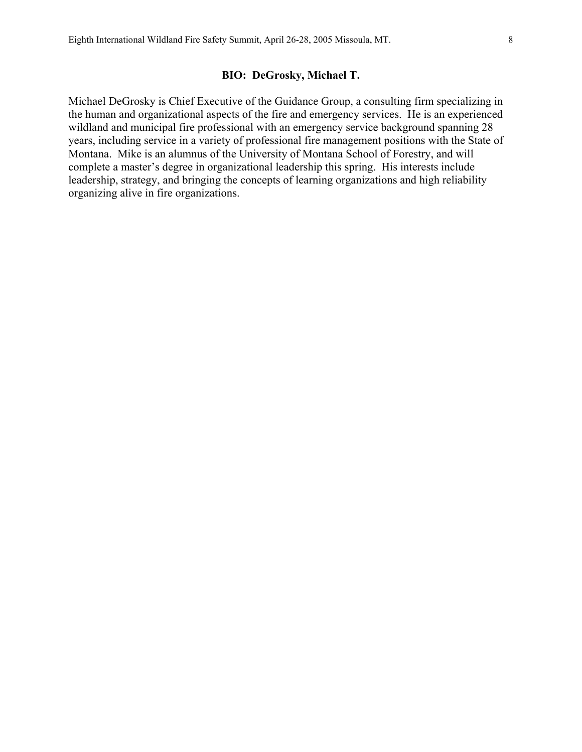**BIO: DeGrosky, Michael T.**

Michael DeGrosky is Chief Executive of the Guidance Group, a consulting firm specializing in the human and organizational aspects of the fire and emergency services. He is an experienced wildland and municipal fire professional with an emergency service background spanning 28 years, including service in a variety of professional fire management positions with the State of Montana. Mike is an alumnus of the University of Montana School of Forestry, and will complete a master's degree in organizational leadership this spring. His interests include leadership, strategy, and bringing the concepts of learning organizations and high reliability organizing alive in fire organizations.